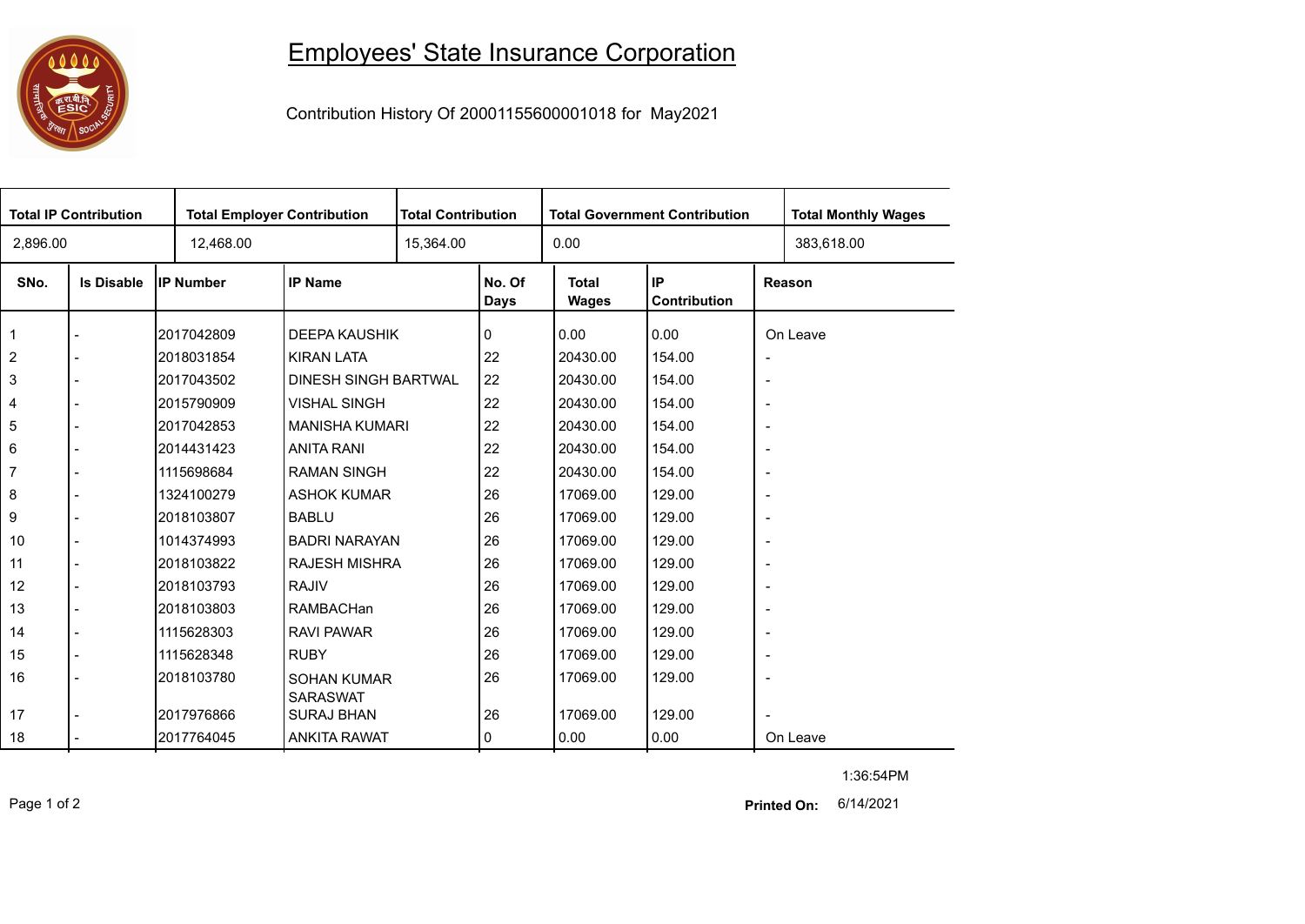# Employees' State Insurance Corporation

Contribution History Of 20001155600001018 for May2021

| Total IP Contribution | Total Employer Contribution | Total Contribution | Total Government Contribution | Total Monthly Wages |
|---|---|---|---|---|
| 2,896.00 | 12,468.00 | 15,364.00 | 0.00 | 383,618.00 |

| SNo. | Is Disable | IP Number | IP Name | No. Of Days | Total Wages | IP Contribution | Reason |
|---|---|---|---|---|---|---|---|
| 1 | - | 2017042809 | DEEPA KAUSHIK | 0 | 0.00 | 0.00 | On Leave |
| 2 | - | 2018031854 | KIRAN LATA | 22 | 20430.00 | 154.00 | - |
| 3 | - | 2017043502 | DINESH SINGH BARTWAL | 22 | 20430.00 | 154.00 | - |
| 4 | - | 2015790909 | VISHAL SINGH | 22 | 20430.00 | 154.00 | - |
| 5 | - | 2017042853 | MANISHA KUMARI | 22 | 20430.00 | 154.00 | - |
| 6 | - | 2014431423 | ANITA RANI | 22 | 20430.00 | 154.00 | - |
| 7 | - | 1115698684 | RAMAN SINGH | 22 | 20430.00 | 154.00 | - |
| 8 | - | 1324100279 | ASHOK KUMAR | 26 | 17069.00 | 129.00 | - |
| 9 | - | 2018103807 | BABLU | 26 | 17069.00 | 129.00 | - |
| 10 | - | 1014374993 | BADRI NARAYAN | 26 | 17069.00 | 129.00 | - |
| 11 | - | 2018103822 | RAJESH MISHRA | 26 | 17069.00 | 129.00 | - |
| 12 | - | 2018103793 | RAJIV | 26 | 17069.00 | 129.00 | - |
| 13 | - | 2018103803 | RAMBACHan | 26 | 17069.00 | 129.00 | - |
| 14 | - | 1115628303 | RAVI PAWAR | 26 | 17069.00 | 129.00 | - |
| 15 | - | 1115628348 | RUBY | 26 | 17069.00 | 129.00 | - |
| 16 | - | 2018103780 | SOHAN KUMAR SARASWAT | 26 | 17069.00 | 129.00 | - |
| 17 | - | 2017976866 | SURAJ BHAN | 26 | 17069.00 | 129.00 | - |
| 18 | - | 2017764045 | ANKITA RAWAT | 0 | 0.00 | 0.00 | On Leave |

1:36:54PM

**Printed On:** 6/14/2021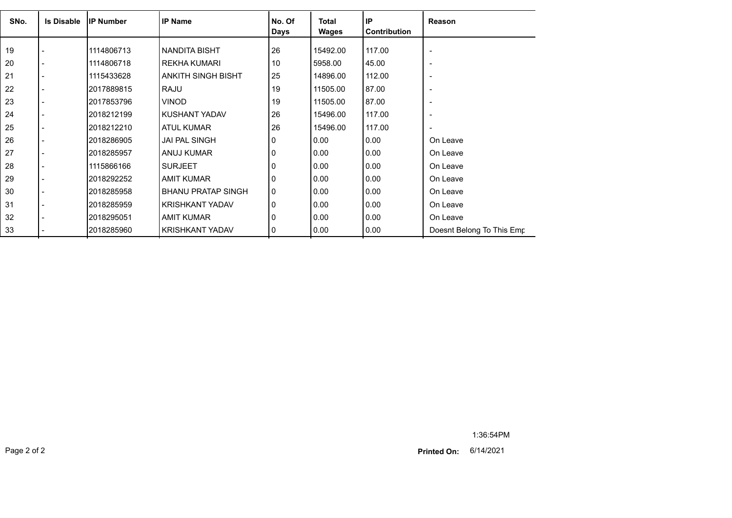| SNo. | Is Disable | IP Number | IP Name | No. Of Days | Total Wages | IP Contribution | Reason |
|---|---|---|---|---|---|---|---|
| 19 | - | 1114806713 | NANDITA BISHT | 26 | 15492.00 | 117.00 | - |
| 20 | - | 1114806718 | REKHA KUMARI | 10 | 5958.00 | 45.00 | - |
| 21 | - | 1115433628 | ANKITH SINGH BISHT | 25 | 14896.00 | 112.00 | - |
| 22 | - | 2017889815 | RAJU | 19 | 11505.00 | 87.00 | - |
| 23 | - | 2017853796 | VINOD | 19 | 11505.00 | 87.00 | - |
| 24 | - | 2018212199 | KUSHANT YADAV | 26 | 15496.00 | 117.00 | - |
| 25 | - | 2018212210 | ATUL KUMAR | 26 | 15496.00 | 117.00 | - |
| 26 | - | 2018286905 | JAI PAL SINGH | 0 | 0.00 | 0.00 | On Leave |
| 27 | - | 2018285957 | ANUJ KUMAR | 0 | 0.00 | 0.00 | On Leave |
| 28 | - | 1115866166 | SURJEET | 0 | 0.00 | 0.00 | On Leave |
| 29 | - | 2018292252 | AMIT KUMAR | 0 | 0.00 | 0.00 | On Leave |
| 30 | - | 2018285958 | BHANU PRATAP SINGH | 0 | 0.00 | 0.00 | On Leave |
| 31 | - | 2018285959 | KRISHKANT YADAV | 0 | 0.00 | 0.00 | On Leave |
| 32 | - | 2018295051 | AMIT KUMAR | 0 | 0.00 | 0.00 | On Leave |
| 33 | - | 2018285960 | KRISHKANT YADAV | 0 | 0.00 | 0.00 | Doesnt Belong To This Emp |

1:36:54PM

**Printed On:** 6/14/2021